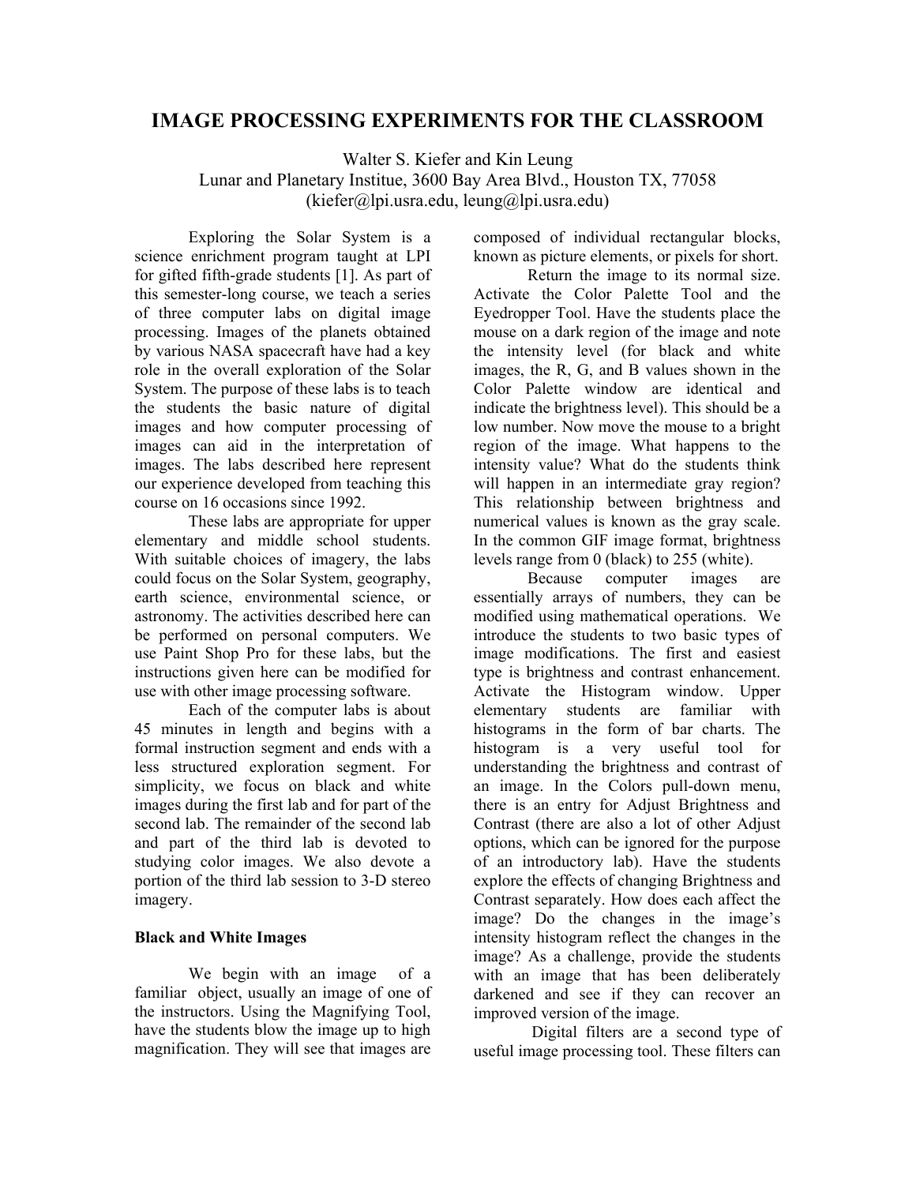# IMAGE PROCESSING EXPERIMENTS FOR THE CLASSROOM

Walter S. Kiefer and Kin Leung
Lunar and Planetary Institue, 3600 Bay Area Blvd., Houston TX, 77058
(kiefer@lpi.usra.edu, leung@lpi.usra.edu)

Exploring the Solar System is a science enrichment program taught at LPI for gifted fifth-grade students [1]. As part of this semester-long course, we teach a series of three computer labs on digital image processing. Images of the planets obtained by various NASA spacecraft have had a key role in the overall exploration of the Solar System. The purpose of these labs is to teach the students the basic nature of digital images and how computer processing of images can aid in the interpretation of images. The labs described here represent our experience developed from teaching this course on 16 occasions since 1992.

These labs are appropriate for upper elementary and middle school students. With suitable choices of imagery, the labs could focus on the Solar System, geography, earth science, environmental science, or astronomy. The activities described here can be performed on personal computers. We use Paint Shop Pro for these labs, but the instructions given here can be modified for use with other image processing software.

Each of the computer labs is about 45 minutes in length and begins with a formal instruction segment and ends with a less structured exploration segment. For simplicity, we focus on black and white images during the first lab and for part of the second lab. The remainder of the second lab and part of the third lab is devoted to studying color images. We also devote a portion of the third lab session to 3-D stereo imagery.

**Black and White Images**

We begin with an image of a familiar object, usually an image of one of the instructors. Using the Magnifying Tool, have the students blow the image up to high magnification. They will see that images are composed of individual rectangular blocks, known as picture elements, or pixels for short.

Return the image to its normal size. Activate the Color Palette Tool and the Eyedropper Tool. Have the students place the mouse on a dark region of the image and note the intensity level (for black and white images, the R, G, and B values shown in the Color Palette window are identical and indicate the brightness level). This should be a low number. Now move the mouse to a bright region of the image. What happens to the intensity value? What do the students think will happen in an intermediate gray region? This relationship between brightness and numerical values is known as the gray scale. In the common GIF image format, brightness levels range from 0 (black) to 255 (white).

Because computer images are essentially arrays of numbers, they can be modified using mathematical operations. We introduce the students to two basic types of image modifications. The first and easiest type is brightness and contrast enhancement. Activate the Histogram window. Upper elementary students are familiar with histograms in the form of bar charts. The histogram is a very useful tool for understanding the brightness and contrast of an image. In the Colors pull-down menu, there is an entry for Adjust Brightness and Contrast (there are also a lot of other Adjust options, which can be ignored for the purpose of an introductory lab). Have the students explore the effects of changing Brightness and Contrast separately. How does each affect the image? Do the changes in the image's intensity histogram reflect the changes in the image? As a challenge, provide the students with an image that has been deliberately darkened and see if they can recover an improved version of the image.

Digital filters are a second type of useful image processing tool. These filters can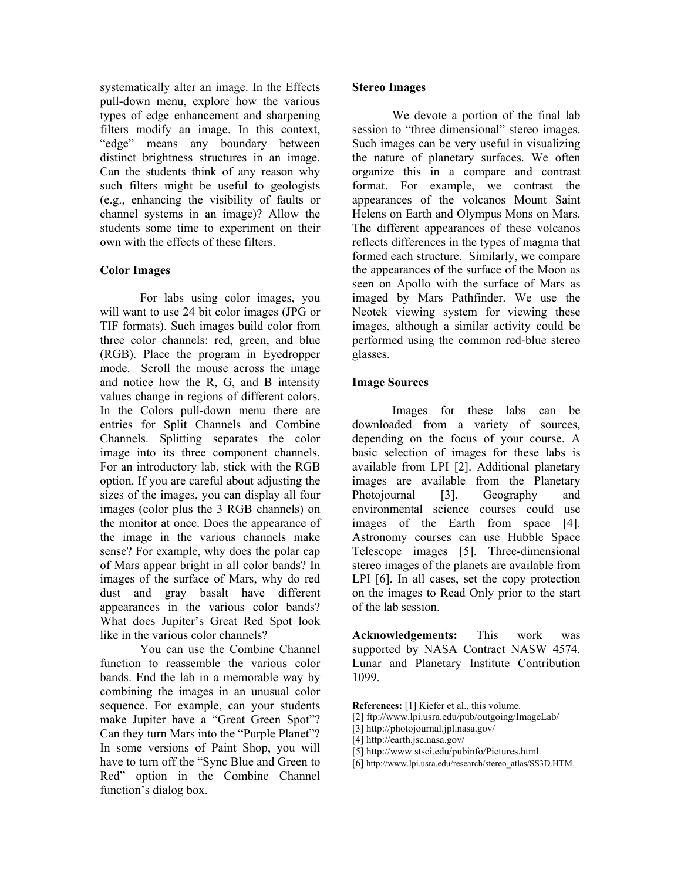systematically alter an image. In the Effects pull-down menu, explore how the various types of edge enhancement and sharpening filters modify an image. In this context, "edge" means any boundary between distinct brightness structures in an image. Can the students think of any reason why such filters might be useful to geologists (e.g., enhancing the visibility of faults or channel systems in an image)? Allow the students some time to experiment on their own with the effects of these filters.

**Color Images**

For labs using color images, you will want to use 24 bit color images (JPG or TIF formats). Such images build color from three color channels: red, green, and blue (RGB). Place the program in Eyedropper mode. Scroll the mouse across the image and notice how the R, G, and B intensity values change in regions of different colors. In the Colors pull-down menu there are entries for Split Channels and Combine Channels. Splitting separates the color image into its three component channels. For an introductory lab, stick with the RGB option. If you are careful about adjusting the sizes of the images, you can display all four images (color plus the 3 RGB channels) on the monitor at once. Does the appearance of the image in the various channels make sense? For example, why does the polar cap of Mars appear bright in all color bands? In images of the surface of Mars, why do red dust and gray basalt have different appearances in the various color bands? What does Jupiter's Great Red Spot look like in the various color channels?

You can use the Combine Channel function to reassemble the various color bands. End the lab in a memorable way by combining the images in an unusual color sequence. For example, can your students make Jupiter have a "Great Green Spot"? Can they turn Mars into the "Purple Planet"? In some versions of Paint Shop, you will have to turn off the "Sync Blue and Green to Red" option in the Combine Channel function's dialog box.

**Stereo Images**

We devote a portion of the final lab session to "three dimensional" stereo images. Such images can be very useful in visualizing the nature of planetary surfaces. We often organize this in a compare and contrast format. For example, we contrast the appearances of the volcanos Mount Saint Helens on Earth and Olympus Mons on Mars. The different appearances of these volcanos reflects differences in the types of magma that formed each structure. Similarly, we compare the appearances of the surface of the Moon as seen on Apollo with the surface of Mars as imaged by Mars Pathfinder. We use the Neotek viewing system for viewing these images, although a similar activity could be performed using the common red-blue stereo glasses.

**Image Sources**

Images for these labs can be downloaded from a variety of sources, depending on the focus of your course. A basic selection of images for these labs is available from LPI [2]. Additional planetary images are available from the Planetary Photojournal [3]. Geography and environmental science courses could use images of the Earth from space [4]. Astronomy courses can use Hubble Space Telescope images [5]. Three-dimensional stereo images of the planets are available from LPI [6]. In all cases, set the copy protection on the images to Read Only prior to the start of the lab session.

**Acknowledgements:** This work was supported by NASA Contract NASW 4574. Lunar and Planetary Institute Contribution 1099.

**References:** [1] Kiefer et al., this volume.
[2] ftp://www.lpi.usra.edu/pub/outgoing/ImageLab/
[3] http://photojournal.jpl.nasa.gov/
[4] http://earth.jsc.nasa.gov/
[5] http://www.stsci.edu/pubinfo/Pictures.html
[6] http://www.lpi.usra.edu/research/stereo_atlas/SS3D.HTM